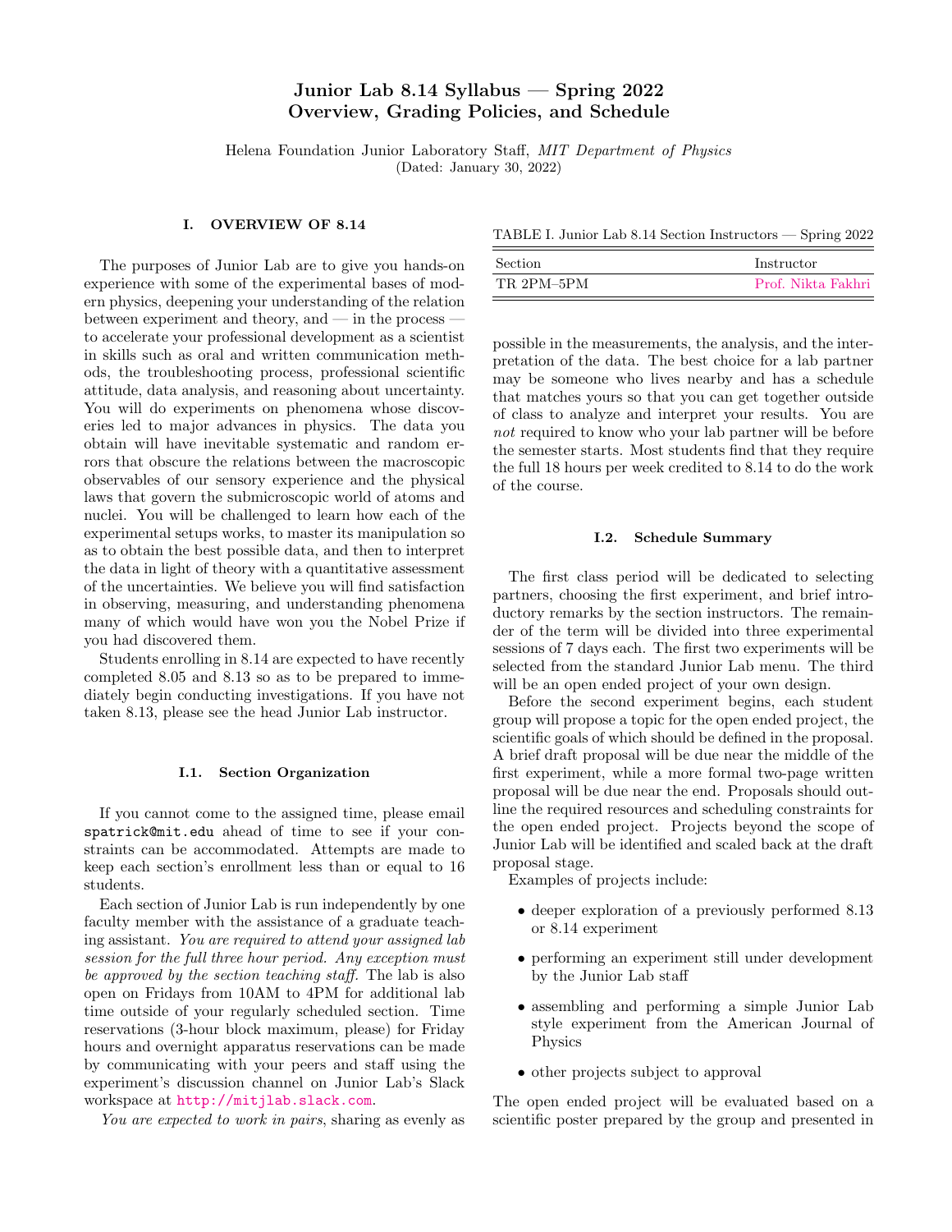# Junior Lab 8.14 Syllabus — Spring 2022
# Overview, Grading Policies, and Schedule

Helena Foundation Junior Laboratory Staff, *MIT Department of Physics*
(Dated: January 30, 2022)

## I. OVERVIEW OF 8.14

The purposes of Junior Lab are to give you hands-on experience with some of the experimental bases of modern physics, deepening your understanding of the relation between experiment and theory, and — in the process — to accelerate your professional development as a scientist in skills such as oral and written communication methods, the troubleshooting process, professional scientific attitude, data analysis, and reasoning about uncertainty. You will do experiments on phenomena whose discoveries led to major advances in physics. The data you obtain will have inevitable systematic and random errors that obscure the relations between the macroscopic observables of our sensory experience and the physical laws that govern the submicroscopic world of atoms and nuclei. You will be challenged to learn how each of the experimental setups works, to master its manipulation so as to obtain the best possible data, and then to interpret the data in light of theory with a quantitative assessment of the uncertainties. We believe you will find satisfaction in observing, measuring, and understanding phenomena many of which would have won you the Nobel Prize if you had discovered them.

Students enrolling in 8.14 are expected to have recently completed 8.05 and 8.13 so as to be prepared to immediately begin conducting investigations. If you have not taken 8.13, please see the head Junior Lab instructor.

### I.1. Section Organization

If you cannot come to the assigned time, please email spatrick@mit.edu ahead of time to see if your constraints can be accommodated. Attempts are made to keep each section's enrollment less than or equal to 16 students.

Each section of Junior Lab is run independently by one faculty member with the assistance of a graduate teaching assistant. *You are required to attend your assigned lab session for the full three hour period. Any exception must be approved by the section teaching staff.* The lab is also open on Fridays from 10AM to 4PM for additional lab time outside of your regularly scheduled section. Time reservations (3-hour block maximum, please) for Friday hours and overnight apparatus reservations can be made by communicating with your peers and staff using the experiment's discussion channel on Junior Lab's Slack workspace at http://mitjlab.slack.com.

TABLE I. Junior Lab 8.14 Section Instructors — Spring 2022

| Section | Instructor |
|---|---|
| TR 2PM–5PM | Prof. Nikta Fakhri |

*You are expected to work in pairs*, sharing as evenly as possible in the measurements, the analysis, and the interpretation of the data. The best choice for a lab partner may be someone who lives nearby and has a schedule that matches yours so that you can get together outside of class to analyze and interpret your results. You are *not* required to know who your lab partner will be before the semester starts. Most students find that they require the full 18 hours per week credited to 8.14 to do the work of the course.

### I.2. Schedule Summary

The first class period will be dedicated to selecting partners, choosing the first experiment, and brief introductory remarks by the section instructors. The remainder of the term will be divided into three experimental sessions of 7 days each. The first two experiments will be selected from the standard Junior Lab menu. The third will be an open ended project of your own design.

Before the second experiment begins, each student group will propose a topic for the open ended project, the scientific goals of which should be defined in the proposal. A brief draft proposal will be due near the middle of the first experiment, while a more formal two-page written proposal will be due near the end. Proposals should outline the required resources and scheduling constraints for the open ended project. Projects beyond the scope of Junior Lab will be identified and scaled back at the draft proposal stage.

Examples of projects include:

- deeper exploration of a previously performed 8.13 or 8.14 experiment
- performing an experiment still under development by the Junior Lab staff
- assembling and performing a simple Junior Lab style experiment from the American Journal of Physics
- other projects subject to approval

The open ended project will be evaluated based on a scientific poster prepared by the group and presented in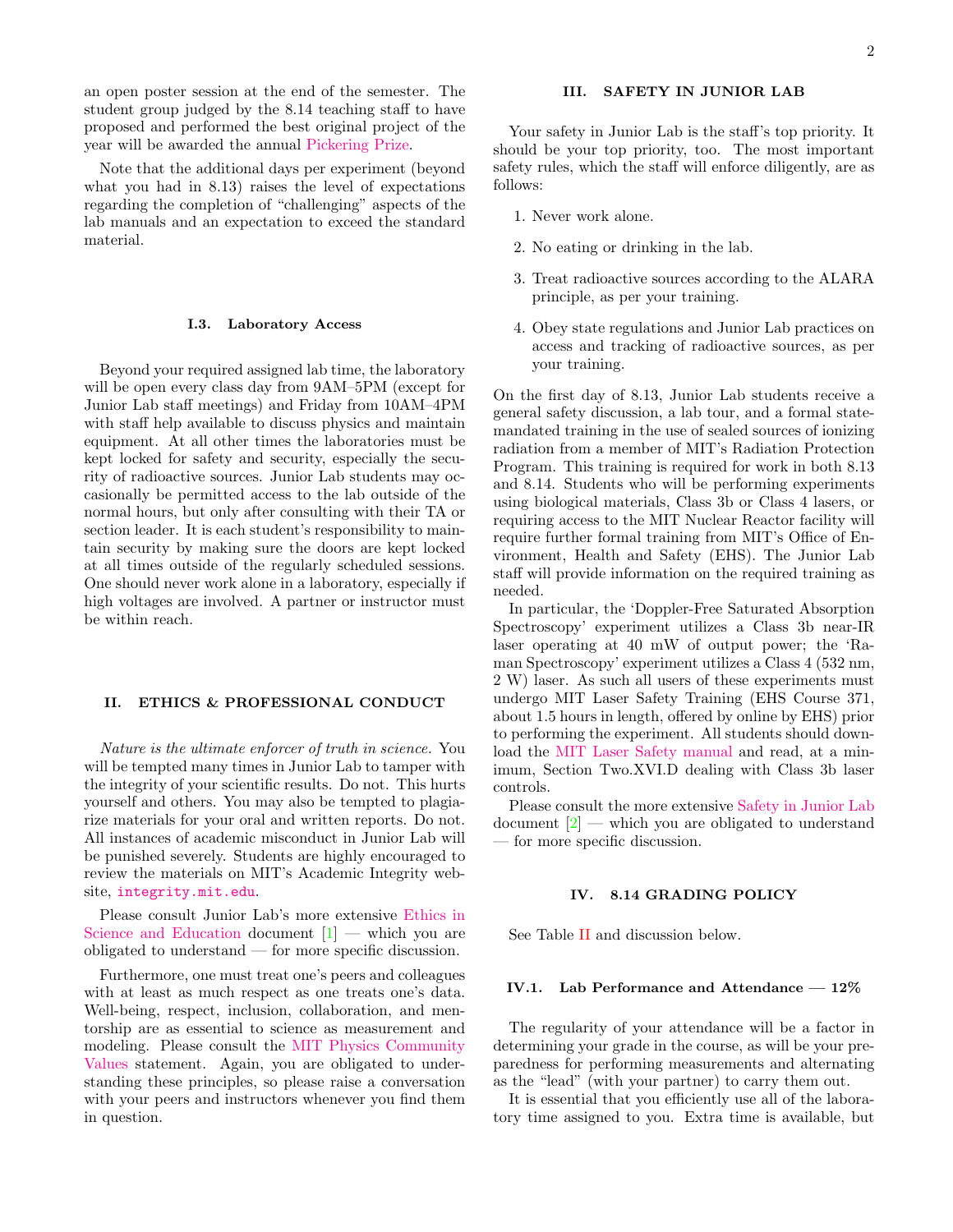an open poster session at the end of the semester. The student group judged by the 8.14 teaching staff to have proposed and performed the best original project of the year will be awarded the annual Pickering Prize.

Note that the additional days per experiment (beyond what you had in 8.13) raises the level of expectations regarding the completion of "challenging" aspects of the lab manuals and an expectation to exceed the standard material.

### I.3. Laboratory Access

Beyond your required assigned lab time, the laboratory will be open every class day from 9AM–5PM (except for Junior Lab staff meetings) and Friday from 10AM–4PM with staff help available to discuss physics and maintain equipment. At all other times the laboratories must be kept locked for safety and security, especially the security of radioactive sources. Junior Lab students may occasionally be permitted access to the lab outside of the normal hours, but only after consulting with their TA or section leader. It is each student's responsibility to maintain security by making sure the doors are kept locked at all times outside of the regularly scheduled sessions. One should never work alone in a laboratory, especially if high voltages are involved. A partner or instructor must be within reach.

## II. ETHICS & PROFESSIONAL CONDUCT

*Nature is the ultimate enforcer of truth in science.* You will be tempted many times in Junior Lab to tamper with the integrity of your scientific results. Do not. This hurts yourself and others. You may also be tempted to plagiarize materials for your oral and written reports. Do not. All instances of academic misconduct in Junior Lab will be punished severely. Students are highly encouraged to review the materials on MIT's Academic Integrity website, `integrity.mit.edu`.

Please consult Junior Lab's more extensive Ethics in Science and Education document [1] — which you are obligated to understand — for more specific discussion.

Furthermore, one must treat one's peers and colleagues with at least as much respect as one treats one's data. Well-being, respect, inclusion, collaboration, and mentorship are as essential to science as measurement and modeling. Please consult the MIT Physics Community Values statement. Again, you are obligated to understanding these principles, so please raise a conversation with your peers and instructors whenever you find them in question.

## III. SAFETY IN JUNIOR LAB

Your safety in Junior Lab is the staff's top priority. It should be your top priority, too. The most important safety rules, which the staff will enforce diligently, are as follows:

1. Never work alone.
2. No eating or drinking in the lab.
3. Treat radioactive sources according to the ALARA principle, as per your training.
4. Obey state regulations and Junior Lab practices on access and tracking of radioactive sources, as per your training.

On the first day of 8.13, Junior Lab students receive a general safety discussion, a lab tour, and a formal state-mandated training in the use of sealed sources of ionizing radiation from a member of MIT's Radiation Protection Program. This training is required for work in both 8.13 and 8.14. Students who will be performing experiments using biological materials, Class 3b or Class 4 lasers, or requiring access to the MIT Nuclear Reactor facility will require further formal training from MIT's Office of Environment, Health and Safety (EHS). The Junior Lab staff will provide information on the required training as needed.

In particular, the 'Doppler-Free Saturated Absorption Spectroscopy' experiment utilizes a Class 3b near-IR laser operating at 40 mW of output power; the 'Raman Spectroscopy' experiment utilizes a Class 4 (532 nm, 2 W) laser. As such all users of these experiments must undergo MIT Laser Safety Training (EHS Course 371, about 1.5 hours in length, offered by online by EHS) prior to performing the experiment. All students should download the MIT Laser Safety manual and read, at a minimum, Section Two.XVI.D dealing with Class 3b laser controls.

Please consult the more extensive Safety in Junior Lab document [2] — which you are obligated to understand — for more specific discussion.

## IV. 8.14 GRADING POLICY

See Table II and discussion below.

### IV.1. Lab Performance and Attendance — 12%

The regularity of your attendance will be a factor in determining your grade in the course, as will be your preparedness for performing measurements and alternating as the "lead" (with your partner) to carry them out.

It is essential that you efficiently use all of the laboratory time assigned to you. Extra time is available, but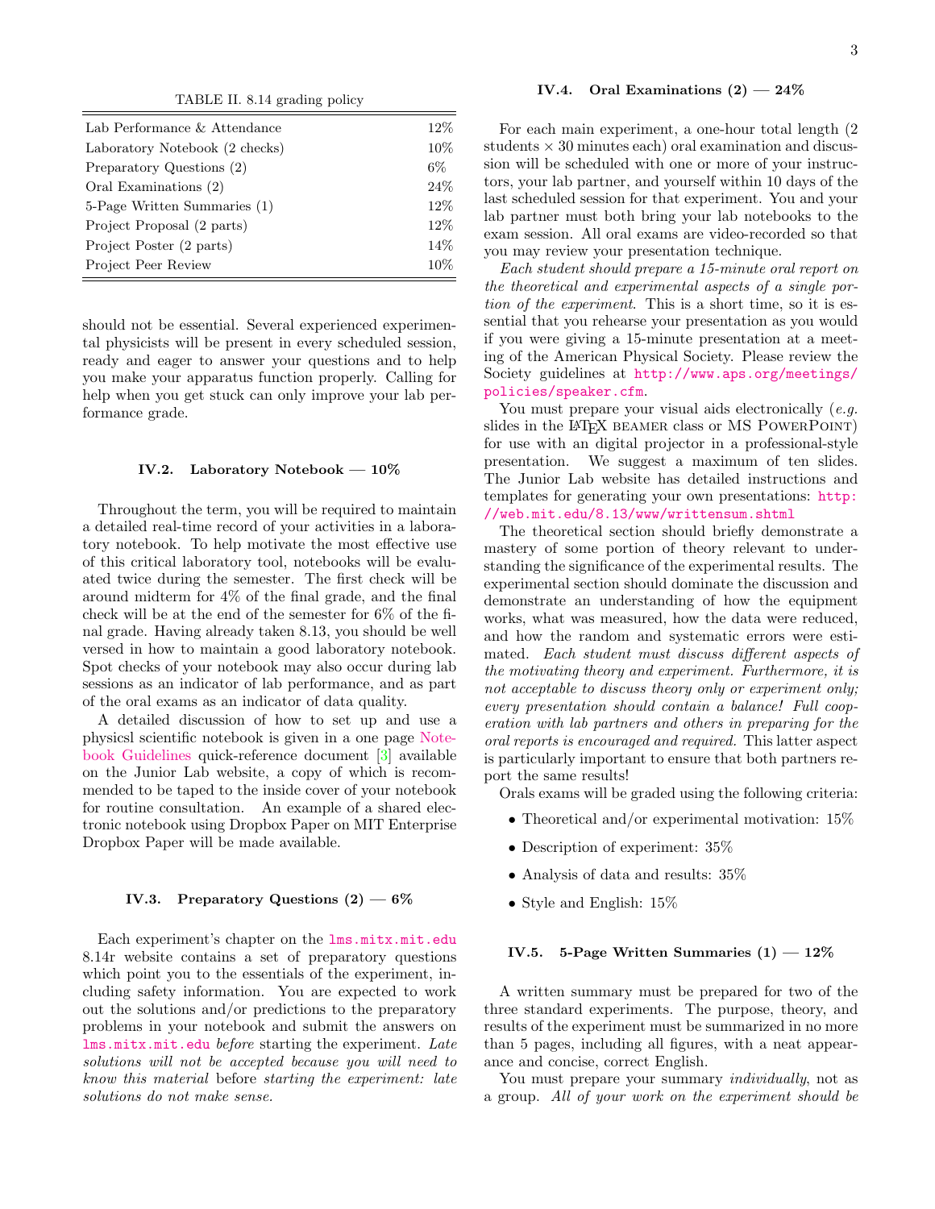TABLE II. 8.14 grading policy

| | |
|---|---|
| Lab Performance & Attendance | 12% |
| Laboratory Notebook (2 checks) | 10% |
| Preparatory Questions (2) | 6% |
| Oral Examinations (2) | 24% |
| 5-Page Written Summaries (1) | 12% |
| Project Proposal (2 parts) | 12% |
| Project Poster (2 parts) | 14% |
| Project Peer Review | 10% |

should not be essential. Several experienced experimental physicists will be present in every scheduled session, ready and eager to answer your questions and to help you make your apparatus function properly. Calling for help when you get stuck can only improve your lab performance grade.

### IV.2. Laboratory Notebook — 10%

Throughout the term, you will be required to maintain a detailed real-time record of your activities in a laboratory notebook. To help motivate the most effective use of this critical laboratory tool, notebooks will be evaluated twice during the semester. The first check will be around midterm for 4% of the final grade, and the final check will be at the end of the semester for 6% of the final grade. Having already taken 8.13, you should be well versed in how to maintain a good laboratory notebook. Spot checks of your notebook may also occur during lab sessions as an indicator of lab performance, and as part of the oral exams as an indicator of data quality.

A detailed discussion of how to set up and use a physicsl scientific notebook is given in a one page Notebook Guidelines quick-reference document [3] available on the Junior Lab website, a copy of which is recommended to be taped to the inside cover of your notebook for routine consultation. An example of a shared electronic notebook using Dropbox Paper on MIT Enterprise Dropbox Paper will be made available.

### IV.3. Preparatory Questions (2) — 6%

Each experiment's chapter on the lms.mitx.mit.edu 8.14r website contains a set of preparatory questions which point you to the essentials of the experiment, including safety information. You are expected to work out the solutions and/or predictions to the preparatory problems in your notebook and submit the answers on lms.mitx.mit.edu *before* starting the experiment. *Late solutions will not be accepted because you will need to know this material* before *starting the experiment: late solutions do not make sense.*

### IV.4. Oral Examinations (2) — 24%

For each main experiment, a one-hour total length (2 students × 30 minutes each) oral examination and discussion will be scheduled with one or more of your instructors, your lab partner, and yourself within 10 days of the last scheduled session for that experiment. You and your lab partner must both bring your lab notebooks to the exam session. All oral exams are video-recorded so that you may review your presentation technique.

*Each student should prepare a 15-minute oral report on the theoretical and experimental aspects of a single portion of the experiment.* This is a short time, so it is essential that you rehearse your presentation as you would if you were giving a 15-minute presentation at a meeting of the American Physical Society. Please review the Society guidelines at http://www.aps.org/meetings/policies/speaker.cfm.

You must prepare your visual aids electronically (*e.g.* slides in the LaTeX BEAMER class or MS POWERPOINT) for use with an digital projector in a professional-style presentation. We suggest a maximum of ten slides. The Junior Lab website has detailed instructions and templates for generating your own presentations: http://web.mit.edu/8.13/www/writtensum.shtml

The theoretical section should briefly demonstrate a mastery of some portion of theory relevant to understanding the significance of the experimental results. The experimental section should dominate the discussion and demonstrate an understanding of how the equipment works, what was measured, how the data were reduced, and how the random and systematic errors were estimated. *Each student must discuss different aspects of the motivating theory and experiment. Furthermore, it is not acceptable to discuss theory only or experiment only; every presentation should contain a balance! Full cooperation with lab partners and others in preparing for the oral reports is encouraged and required.* This latter aspect is particularly important to ensure that both partners report the same results!

Orals exams will be graded using the following criteria:

- Theoretical and/or experimental motivation: 15%
- Description of experiment: 35%
- Analysis of data and results: 35%
- Style and English: 15%

### IV.5. 5-Page Written Summaries (1) — 12%

A written summary must be prepared for two of the three standard experiments. The purpose, theory, and results of the experiment must be summarized in no more than 5 pages, including all figures, with a neat appearance and concise, correct English.

You must prepare your summary *individually*, not as a group. *All of your work on the experiment should be*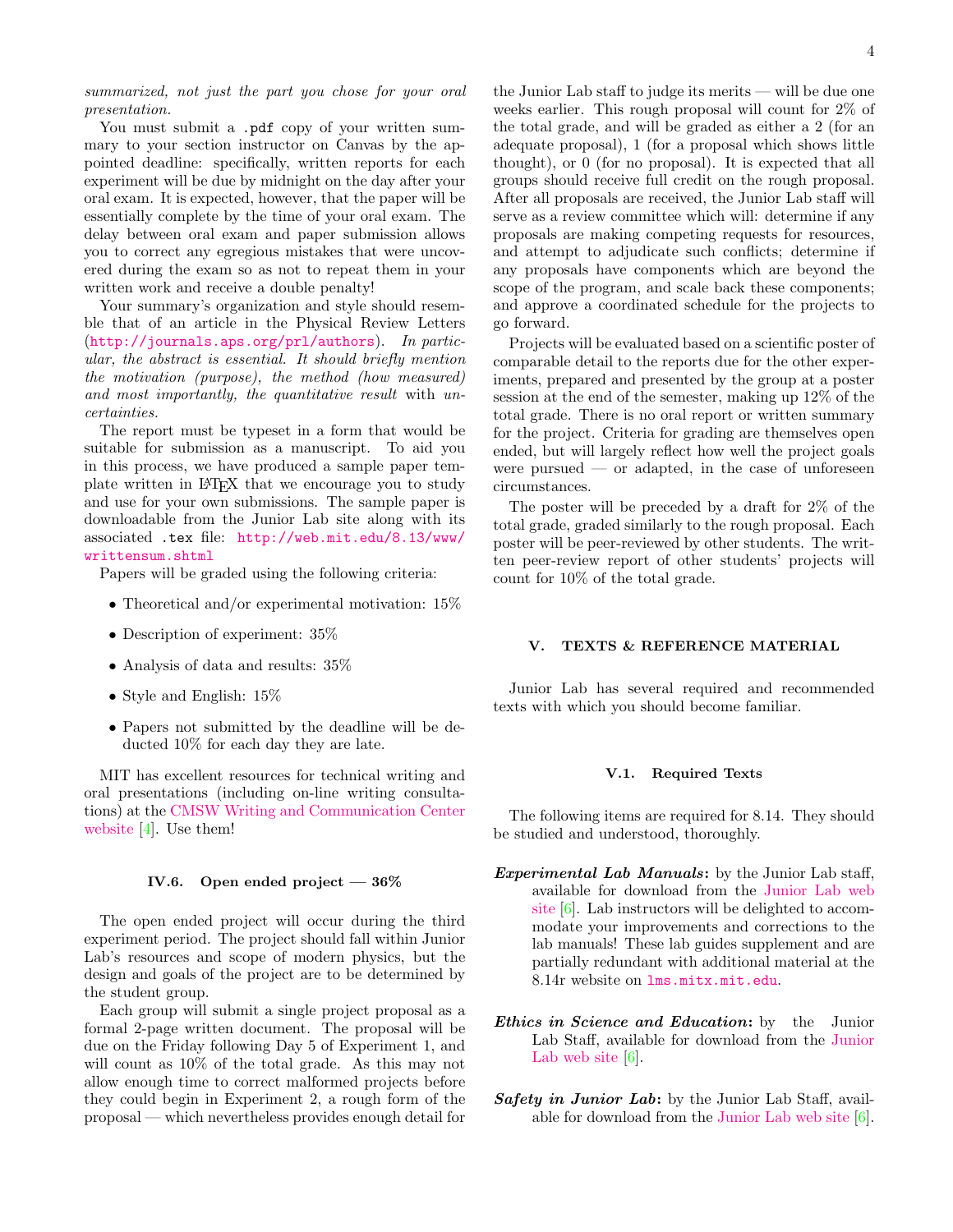*summarized, not just the part you chose for your oral presentation.*

You must submit a .pdf copy of your written summary to your section instructor on Canvas by the appointed deadline: specifically, written reports for each experiment will be due by midnight on the day after your oral exam. It is expected, however, that the paper will be essentially complete by the time of your oral exam. The delay between oral exam and paper submission allows you to correct any egregious mistakes that were uncovered during the exam so as not to repeat them in your written work and receive a double penalty!

Your summary's organization and style should resemble that of an article in the Physical Review Letters (http://journals.aps.org/prl/authors). *In particular, the abstract is essential. It should briefly mention the motivation (purpose), the method (how measured) and most importantly, the quantitative result* with *uncertainties.*

The report must be typeset in a form that would be suitable for submission as a manuscript. To aid you in this process, we have produced a sample paper template written in LaTeX that we encourage you to study and use for your own submissions. The sample paper is downloadable from the Junior Lab site along with its associated .tex file: http://web.mit.edu/8.13/www/writtensum.shtml

Papers will be graded using the following criteria:

- Theoretical and/or experimental motivation: 15%
- Description of experiment: 35%
- Analysis of data and results: 35%
- Style and English: 15%
- Papers not submitted by the deadline will be deducted 10% for each day they are late.

MIT has excellent resources for technical writing and oral presentations (including on-line writing consultations) at the CMSW Writing and Communication Center website [4]. Use them!

### IV.6. Open ended project — 36%

The open ended project will occur during the third experiment period. The project should fall within Junior Lab's resources and scope of modern physics, but the design and goals of the project are to be determined by the student group.

Each group will submit a single project proposal as a formal 2-page written document. The proposal will be due on the Friday following Day 5 of Experiment 1, and will count as 10% of the total grade. As this may not allow enough time to correct malformed projects before they could begin in Experiment 2, a rough form of the proposal — which nevertheless provides enough detail for the Junior Lab staff to judge its merits — will be due one weeks earlier. This rough proposal will count for 2% of the total grade, and will be graded as either a 2 (for an adequate proposal), 1 (for a proposal which shows little thought), or 0 (for no proposal). It is expected that all groups should receive full credit on the rough proposal. After all proposals are received, the Junior Lab staff will serve as a review committee which will: determine if any proposals are making competing requests for resources, and attempt to adjudicate such conflicts; determine if any proposals have components which are beyond the scope of the program, and scale back these components; and approve a coordinated schedule for the projects to go forward.

Projects will be evaluated based on a scientific poster of comparable detail to the reports due for the other experiments, prepared and presented by the group at a poster session at the end of the semester, making up 12% of the total grade. There is no oral report or written summary for the project. Criteria for grading are themselves open ended, but will largely reflect how well the project goals were pursued — or adapted, in the case of unforeseen circumstances.

The poster will be preceded by a draft for 2% of the total grade, graded similarly to the rough proposal. Each poster will be peer-reviewed by other students. The written peer-review report of other students' projects will count for 10% of the total grade.

## V. TEXTS & REFERENCE MATERIAL

Junior Lab has several required and recommended texts with which you should become familiar.

### V.1. Required Texts

The following items are required for 8.14. They should be studied and understood, thoroughly.

***Experimental Lab Manuals*:** by the Junior Lab staff, available for download from the Junior Lab web site [6]. Lab instructors will be delighted to accommodate your improvements and corrections to the lab manuals! These lab guides supplement and are partially redundant with additional material at the 8.14r website on lms.mitx.mit.edu.

***Ethics in Science and Education*:** by the Junior Lab Staff, available for download from the Junior Lab web site [6].

***Safety in Junior Lab*:** by the Junior Lab Staff, available for download from the Junior Lab web site [6].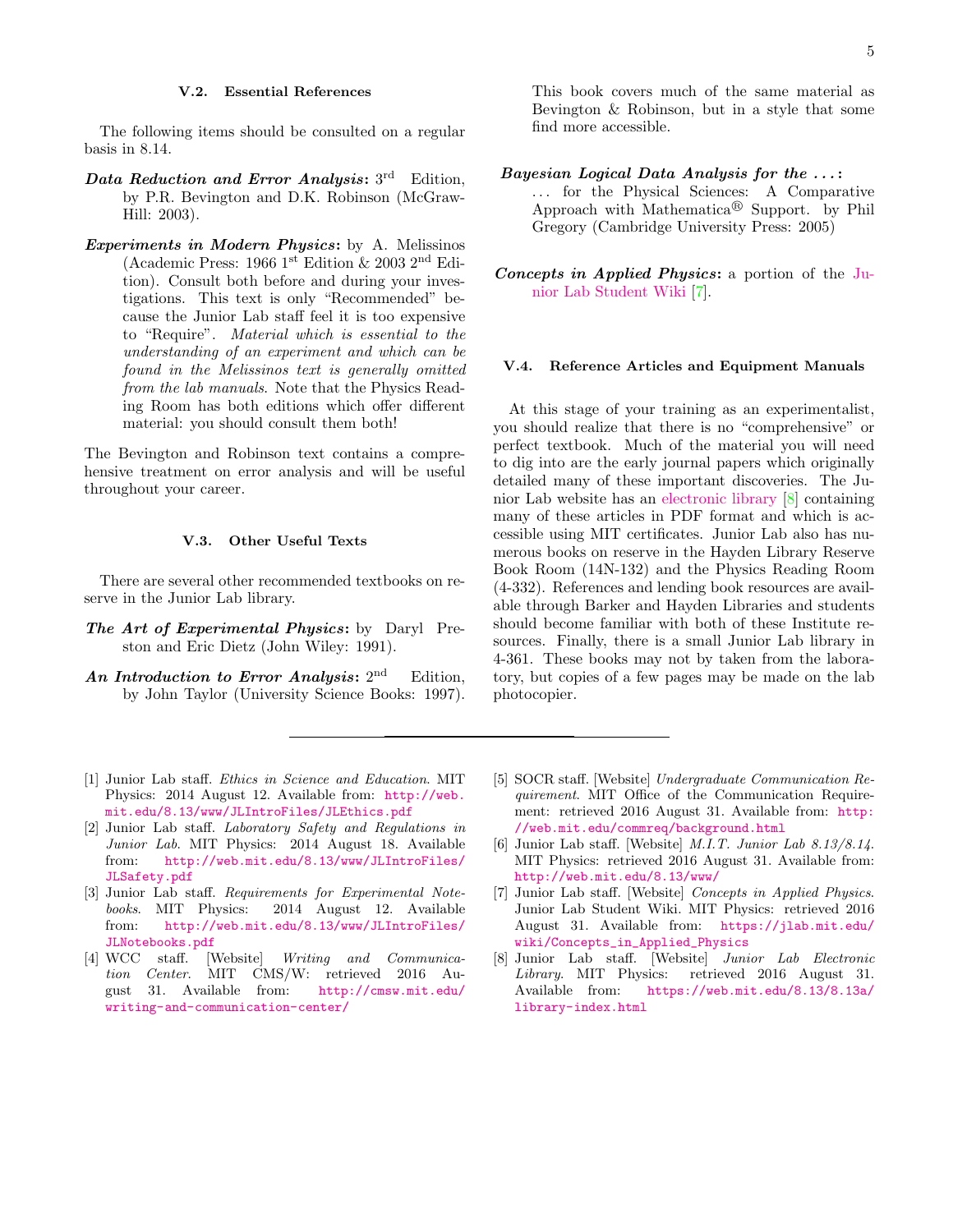### V.2. Essential References

The following items should be consulted on a regular basis in 8.14.

***Data Reduction and Error Analysis*:** 3rd Edition, by P.R. Bevington and D.K. Robinson (McGraw-Hill: 2003).

***Experiments in Modern Physics*:** by A. Melissinos (Academic Press: 1966 1st Edition & 2003 2nd Edition). Consult both before and during your investigations. This text is only "Recommended" because the Junior Lab staff feel it is too expensive to "Require". *Material which is essential to the understanding of an experiment and which can be found in the Melissinos text is generally omitted from the lab manuals.* Note that the Physics Reading Room has both editions which offer different material: you should consult them both!

The Bevington and Robinson text contains a comprehensive treatment on error analysis and will be useful throughout your career.

### V.3. Other Useful Texts

There are several other recommended textbooks on reserve in the Junior Lab library.

***The Art of Experimental Physics*:** by Daryl Preston and Eric Dietz (John Wiley: 1991).

***An Introduction to Error Analysis*:** 2nd Edition, by John Taylor (University Science Books: 1997). This book covers much of the same material as Bevington & Robinson, but in a style that some find more accessible.

***Bayesian Logical Data Analysis for the . . .*:** . . . for the Physical Sciences: A Comparative Approach with Mathematica® Support. by Phil Gregory (Cambridge University Press: 2005)

***Concepts in Applied Physics*:** a portion of the Junior Lab Student Wiki [7].

### V.4. Reference Articles and Equipment Manuals

At this stage of your training as an experimentalist, you should realize that there is no "comprehensive" or perfect textbook. Much of the material you will need to dig into are the early journal papers which originally detailed many of these important discoveries. The Junior Lab website has an electronic library [8] containing many of these articles in PDF format and which is accessible using MIT certificates. Junior Lab also has numerous books on reserve in the Hayden Library Reserve Book Room (14N-132) and the Physics Reading Room (4-332). References and lending book resources are available through Barker and Hayden Libraries and students should become familiar with both of these Institute resources. Finally, there is a small Junior Lab library in 4-361. These books may not by taken from the laboratory, but copies of a few pages may be made on the lab photocopier.

---

[1] Junior Lab staff. *Ethics in Science and Education*. MIT Physics: 2014 August 12. Available from: http://web.mit.edu/8.13/www/JLIntroFiles/JLEthics.pdf

[2] Junior Lab staff. *Laboratory Safety and Regulations in Junior Lab*. MIT Physics: 2014 August 18. Available from: http://web.mit.edu/8.13/www/JLIntroFiles/JLSafety.pdf

[3] Junior Lab staff. *Requirements for Experimental Notebooks*. MIT Physics: 2014 August 12. Available from: http://web.mit.edu/8.13/www/JLIntroFiles/JLNotebooks.pdf

[4] WCC staff. [Website] *Writing and Communication Center*. MIT CMS/W: retrieved 2016 August 31. Available from: http://cmsw.mit.edu/writing-and-communication-center/

[5] SOCR staff. [Website] *Undergraduate Communication Requirement*. MIT Office of the Communication Requirement: retrieved 2016 August 31. Available from: http://web.mit.edu/commreq/background.html

[6] Junior Lab staff. [Website] *M.I.T. Junior Lab 8.13/8.14*. MIT Physics: retrieved 2016 August 31. Available from: http://web.mit.edu/8.13/www/

[7] Junior Lab staff. [Website] *Concepts in Applied Physics*. Junior Lab Student Wiki. MIT Physics: retrieved 2016 August 31. Available from: https://jlab.mit.edu/wiki/Concepts_in_Applied_Physics

[8] Junior Lab staff. [Website] *Junior Lab Electronic Library*. MIT Physics: retrieved 2016 August 31. Available from: https://web.mit.edu/8.13/8.13a/library-index.html